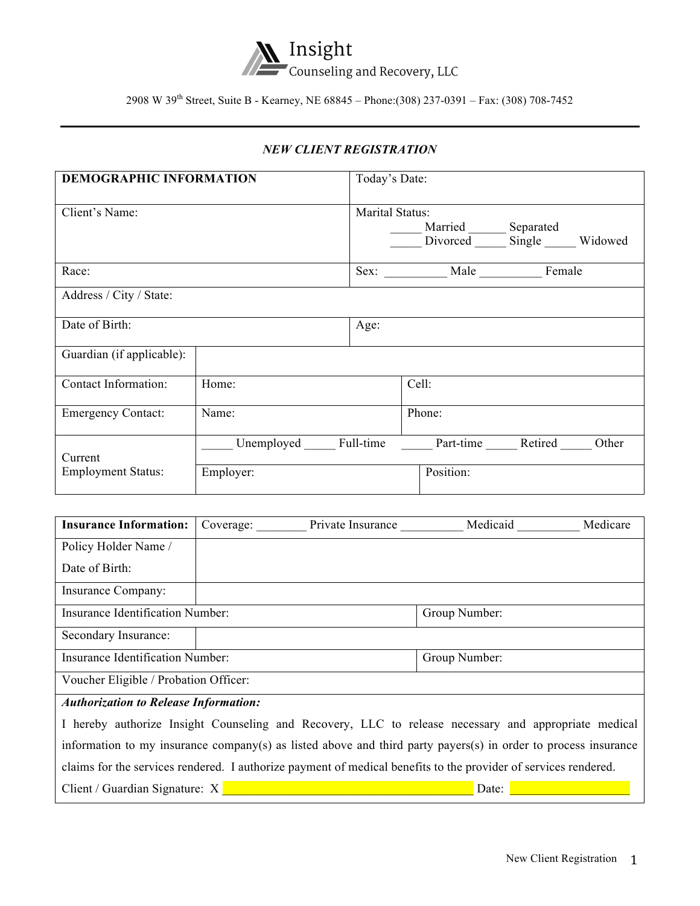# Insight
Counseling and Recovery, LLC

2908 W 39th Street, Suite B - Kearney, NE 68845 – Phone:(308) 237-0391 – Fax: (308) 708-7452

## *NEW CLIENT REGISTRATION*

| **DEMOGRAPHIC INFORMATION** | | Today's Date: | |
|---|---|---|---|
| Client's Name: | | Marital Status: _____ Married ______ Separated _____ Divorced _____ Single _____ Widowed | |
| Race: | | Sex: __________ Male __________ Female | |
| Address / City / State: | | | |
| Date of Birth: | | Age: | |
| Guardian (if applicable): | | | |
| Contact Information: | Home: | Cell: | |
| Emergency Contact: | Name: | Phone: | |
| Current Employment Status: | _____ Unemployed _____ Full-time _____ Part-time _____ Retired _____ Other | | |
| | Employer: | Position: | |

| **Insurance Information:** | Coverage: ________ Private Insurance __________ Medicaid __________ Medicare | |
|---|---|---|
| Policy Holder Name / Date of Birth: | | |
| Insurance Company: | | |
| Insurance Identification Number: | | Group Number: |
| Secondary Insurance: | | |
| Insurance Identification Number: | | Group Number: |
| Voucher Eligible / Probation Officer: | | |

***Authorization to Release Information:***

I hereby authorize Insight Counseling and Recovery, LLC to release necessary and appropriate medical information to my insurance company(s) as listed above and third party payers(s) in order to process insurance claims for the services rendered. I authorize payment of medical benefits to the provider of services rendered.

Client / Guardian Signature: X ________________________________________ Date: ___________________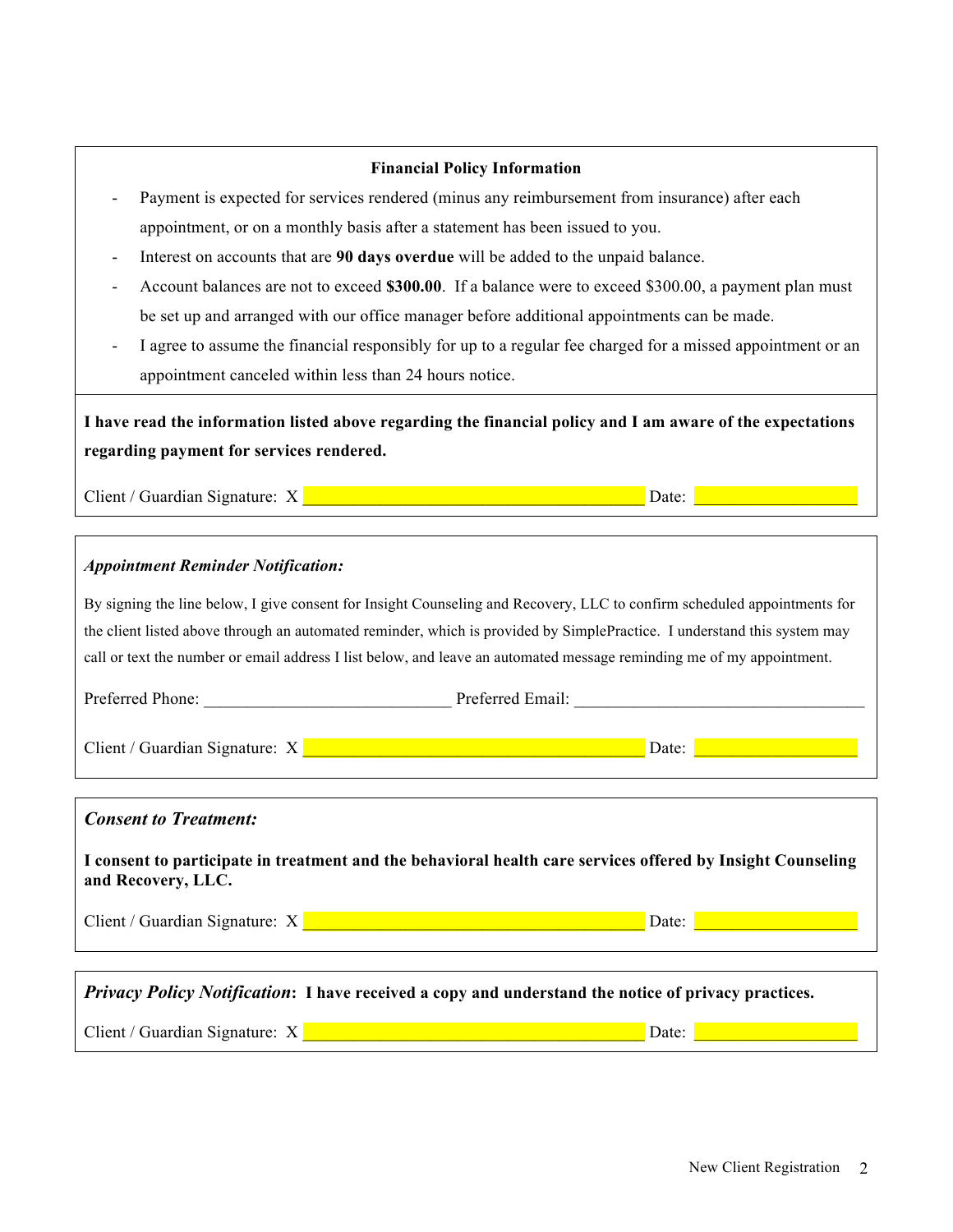**Financial Policy Information**

- Payment is expected for services rendered (minus any reimbursement from insurance) after each appointment, or on a monthly basis after a statement has been issued to you.
- Interest on accounts that are **90 days overdue** will be added to the unpaid balance.
- Account balances are not to exceed **$300.00**. If a balance were to exceed $300.00, a payment plan must be set up and arranged with our office manager before additional appointments can be made.
- I agree to assume the financial responsibly for up to a regular fee charged for a missed appointment or an appointment canceled within less than 24 hours notice.

**I have read the information listed above regarding the financial policy and I am aware of the expectations regarding payment for services rendered.**

Client / Guardian Signature: X ________________________________________ Date: ___________________

*Appointment Reminder Notification:*

By signing the line below, I give consent for Insight Counseling and Recovery, LLC to confirm scheduled appointments for the client listed above through an automated reminder, which is provided by SimplePractice. I understand this system may call or text the number or email address I list below, and leave an automated message reminding me of my appointment.

Preferred Phone: ____________________________ Preferred Email: _________________________________

Client / Guardian Signature: X ________________________________________ Date: ___________________

***Consent to Treatment:***

**I consent to participate in treatment and the behavioral health care services offered by Insight Counseling and Recovery, LLC.**

Client / Guardian Signature: X ________________________________________ Date: ___________________

***Privacy Policy Notification*: I have received a copy and understand the notice of privacy practices.**

Client / Guardian Signature: X ________________________________________ Date: ___________________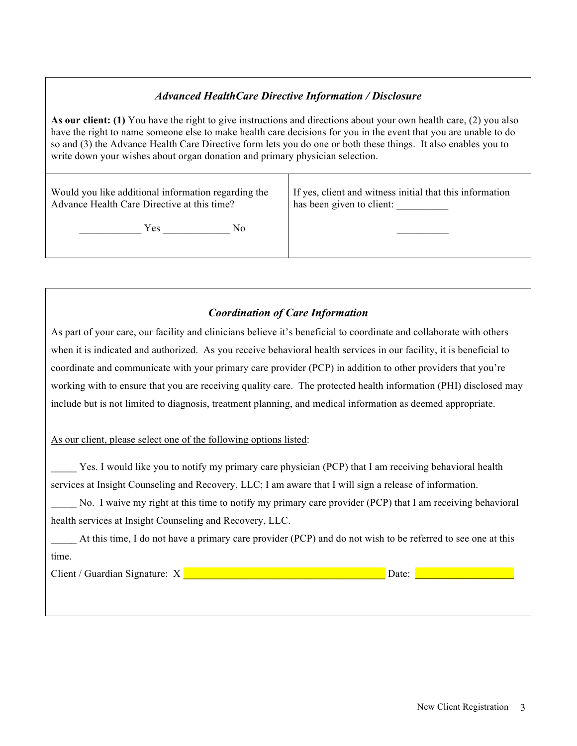### *Advanced HealthCare Directive Information / Disclosure*

**As our client: (1)** You have the right to give instructions and directions about your own health care, (2) you also have the right to name someone else to make health care decisions for you in the event that you are unable to do so and (3) the Advance Health Care Directive form lets you do one or both these things. It also enables you to write down your wishes about organ donation and primary physician selection.

| Would you like additional information regarding the Advance Health Care Directive at this time? | If yes, client and witness initial that this information has been given to client: __________ |
|---|---|
| ____________ Yes _____________ No | __________ |

### *Coordination of Care Information*

As part of your care, our facility and clinicians believe it's beneficial to coordinate and collaborate with others when it is indicated and authorized. As you receive behavioral health services in our facility, it is beneficial to coordinate and communicate with your primary care provider (PCP) in addition to other providers that you're working with to ensure that you are receiving quality care. The protected health information (PHI) disclosed may include but is not limited to diagnosis, treatment planning, and medical information as deemed appropriate.

As our client, please select one of the following options listed:

_____ Yes. I would like you to notify my primary care physician (PCP) that I am receiving behavioral health services at Insight Counseling and Recovery, LLC; I am aware that I will sign a release of information.

_____ No. I waive my right at this time to notify my primary care provider (PCP) that I am receiving behavioral health services at Insight Counseling and Recovery, LLC.

_____ At this time, I do not have a primary care provider (PCP) and do not wish to be referred to see one at this time.

Client / Guardian Signature: X ______________________________________ Date: ___________________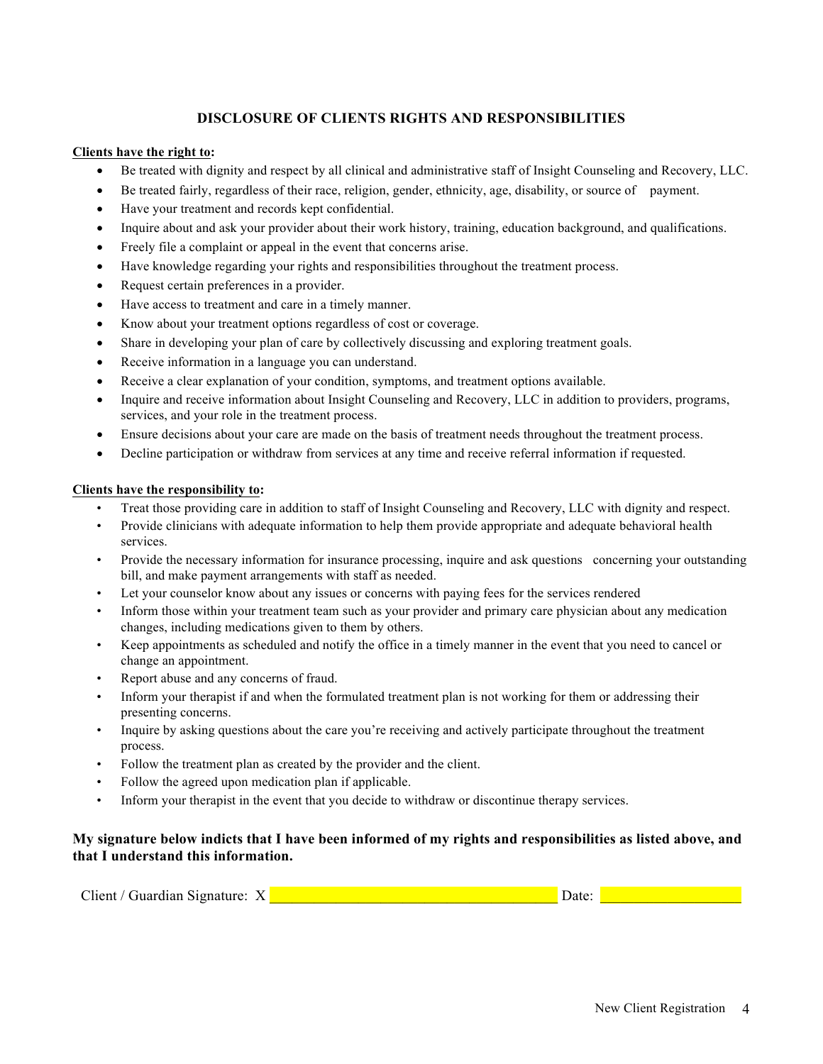## DISCLOSURE OF CLIENTS RIGHTS AND RESPONSIBILITIES

**Clients have the right to:**

- Be treated with dignity and respect by all clinical and administrative staff of Insight Counseling and Recovery, LLC.
- Be treated fairly, regardless of their race, religion, gender, ethnicity, age, disability, or source of payment.
- Have your treatment and records kept confidential.
- Inquire about and ask your provider about their work history, training, education background, and qualifications.
- Freely file a complaint or appeal in the event that concerns arise.
- Have knowledge regarding your rights and responsibilities throughout the treatment process.
- Request certain preferences in a provider.
- Have access to treatment and care in a timely manner.
- Know about your treatment options regardless of cost or coverage.
- Share in developing your plan of care by collectively discussing and exploring treatment goals.
- Receive information in a language you can understand.
- Receive a clear explanation of your condition, symptoms, and treatment options available.
- Inquire and receive information about Insight Counseling and Recovery, LLC in addition to providers, programs, services, and your role in the treatment process.
- Ensure decisions about your care are made on the basis of treatment needs throughout the treatment process.
- Decline participation or withdraw from services at any time and receive referral information if requested.

**Clients have the responsibility to:**

- Treat those providing care in addition to staff of Insight Counseling and Recovery, LLC with dignity and respect.
- Provide clinicians with adequate information to help them provide appropriate and adequate behavioral health services.
- Provide the necessary information for insurance processing, inquire and ask questions concerning your outstanding bill, and make payment arrangements with staff as needed.
- Let your counselor know about any issues or concerns with paying fees for the services rendered
- Inform those within your treatment team such as your provider and primary care physician about any medication changes, including medications given to them by others.
- Keep appointments as scheduled and notify the office in a timely manner in the event that you need to cancel or change an appointment.
- Report abuse and any concerns of fraud.
- Inform your therapist if and when the formulated treatment plan is not working for them or addressing their presenting concerns.
- Inquire by asking questions about the care you're receiving and actively participate throughout the treatment process.
- Follow the treatment plan as created by the provider and the client.
- Follow the agreed upon medication plan if applicable.
- Inform your therapist in the event that you decide to withdraw or discontinue therapy services.

**My signature below indicts that I have been informed of my rights and responsibilities as listed above, and that I understand this information.**

Client / Guardian Signature: X ______________________________ Date: ________________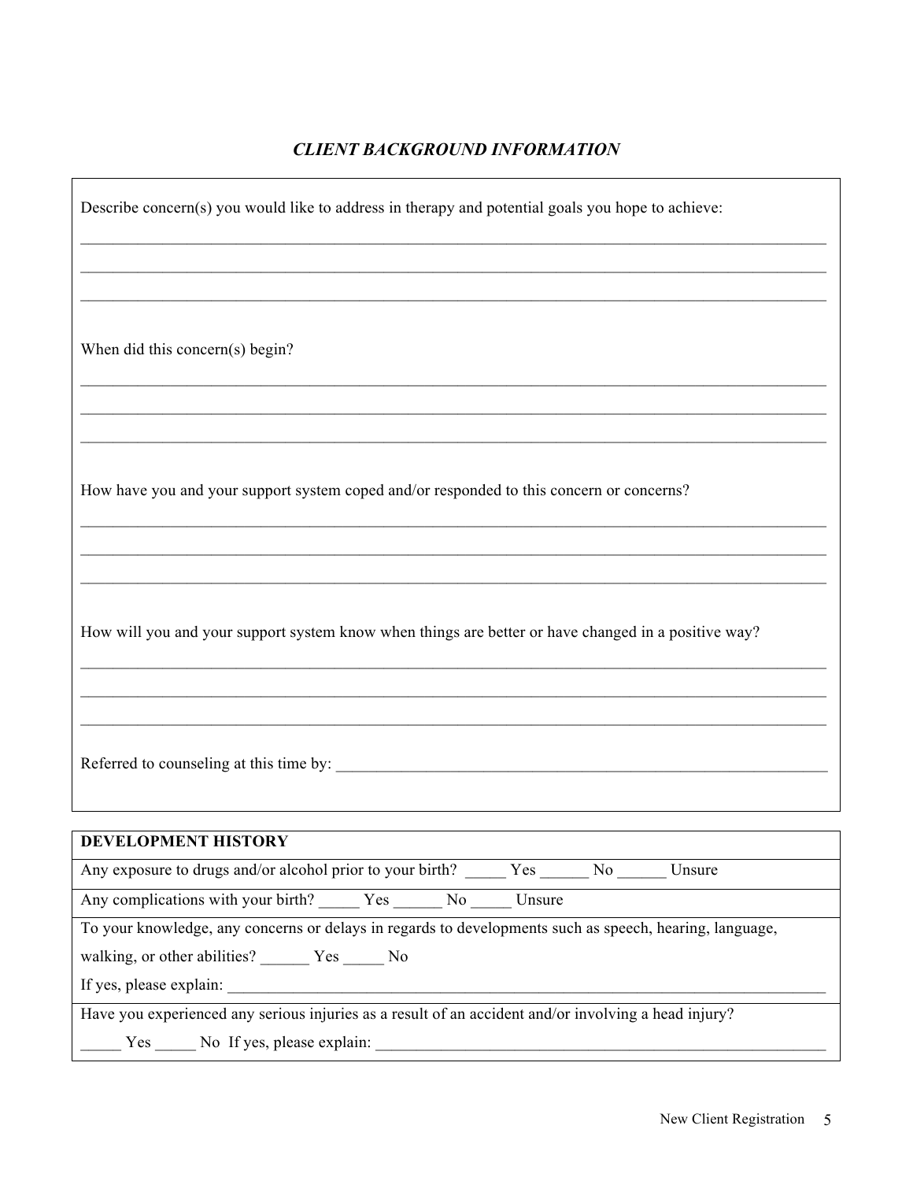### *CLIENT BACKGROUND INFORMATION*

Describe concern(s) you would like to address in therapy and potential goals you hope to achieve:

_______________________________________________________________________________

_______________________________________________________________________________

_______________________________________________________________________________

When did this concern(s) begin?

_______________________________________________________________________________

_______________________________________________________________________________

_______________________________________________________________________________

How have you and your support system coped and/or responded to this concern or concerns?

_______________________________________________________________________________

_______________________________________________________________________________

_______________________________________________________________________________

How will you and your support system know when things are better or have changed in a positive way?

_______________________________________________________________________________

_______________________________________________________________________________

_______________________________________________________________________________

Referred to counseling at this time by: ___________________________________________________

| **DEVELOPMENT HISTORY** |
|---|
| Any exposure to drugs and/or alcohol prior to your birth? _____ Yes ______ No ______ Unsure |
| Any complications with your birth? _____ Yes ______ No _____ Unsure |
| To your knowledge, any concerns or delays in regards to developments such as speech, hearing, language, walking, or other abilities? ______ Yes _____ No<br>If yes, please explain: ___________________________________________________________ |
| Have you experienced any serious injuries as a result of an accident and/or involving a head injury?<br>_____ Yes _____ No If yes, please explain: _____________________________________________ |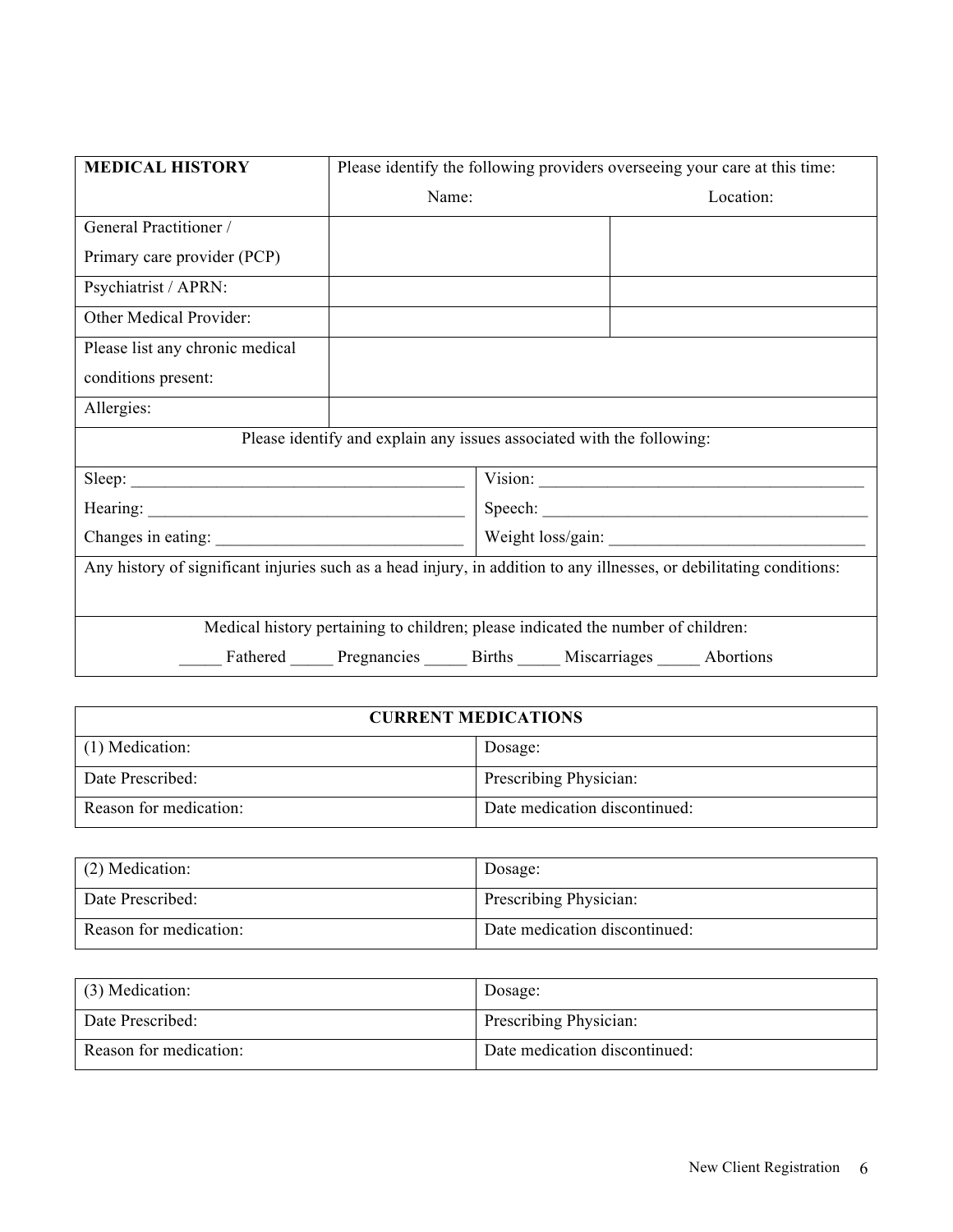| MEDICAL HISTORY | Please identify the following providers overseeing your care at this time: Name: | Location: |
|---|---|---|
| General Practitioner / Primary care provider (PCP) | | |
| Psychiatrist / APRN: | | |
| Other Medical Provider: | | |
| Please list any chronic medical conditions present: | | |
| Allergies: | | |

Please identify and explain any issues associated with the following:

| | |
|---|---|
| Sleep: ______________________________________ | Vision: ______________________________________ |
| Hearing: ____________________________________ | Speech: ______________________________________ |
| Changes in eating: ___________________________ | Weight loss/gain: _____________________________ |

Any history of significant injuries such as a head injury, in addition to any illnesses, or debilitating conditions:

Medical history pertaining to children; please indicated the number of children:

_____ Fathered _____ Pregnancies _____ Births _____ Miscarriages _____ Abortions

| CURRENT MEDICATIONS | |
|---|---|
| (1) Medication: | Dosage: |
| Date Prescribed: | Prescribing Physician: |
| Reason for medication: | Date medication discontinued: |

| | |
|---|---|
| (2) Medication: | Dosage: |
| Date Prescribed: | Prescribing Physician: |
| Reason for medication: | Date medication discontinued: |

| | |
|---|---|
| (3) Medication: | Dosage: |
| Date Prescribed: | Prescribing Physician: |
| Reason for medication: | Date medication discontinued: |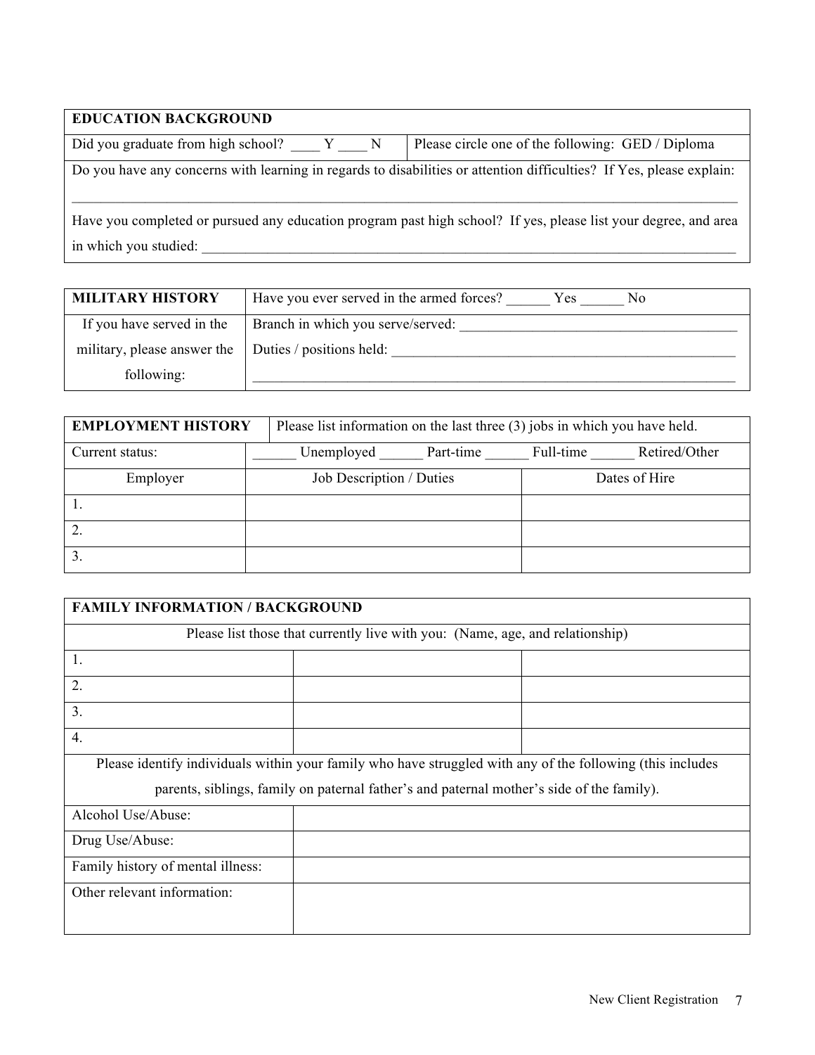| **EDUCATION BACKGROUND** | |
|---|---|
| Did you graduate from high school? ____ Y ____ N | Please circle one of the following: GED / Diploma |
| Do you have any concerns with learning in regards to disabilities or attention difficulties? If Yes, please explain: ______________________________________________________________________ | |
| Have you completed or pursued any education program past high school? If yes, please list your degree, and area in which you studied: ______________________________________________________________________ | |

| **MILITARY HISTORY** | Have you ever served in the armed forces? ______ Yes ______ No |
|---|---|
| If you have served in the military, please answer the following: | Branch in which you serve/served: ______________________________________ <br> Duties / positions held: ______________________________________________ <br> ______________________________________________________________________ |

| **EMPLOYMENT HISTORY** | Please list information on the last three (3) jobs in which you have held. | |
|---|---|---|
| Current status: | ______ Unemployed ______ Part-time ______ Full-time ______ Retired/Other | |
| Employer | Job Description / Duties | Dates of Hire |
| 1. | | |
| 2. | | |
| 3. | | |

| **FAMILY INFORMATION / BACKGROUND** | | |
|---|---|---|
| Please list those that currently live with you: (Name, age, and relationship) | | |
| 1. | | |
| 2. | | |
| 3. | | |
| 4. | | |
| Please identify individuals within your family who have struggled with any of the following (this includes parents, siblings, family on paternal father's and paternal mother's side of the family). | | |
| Alcohol Use/Abuse: | | |
| Drug Use/Abuse: | | |
| Family history of mental illness: | | |
| Other relevant information: | | |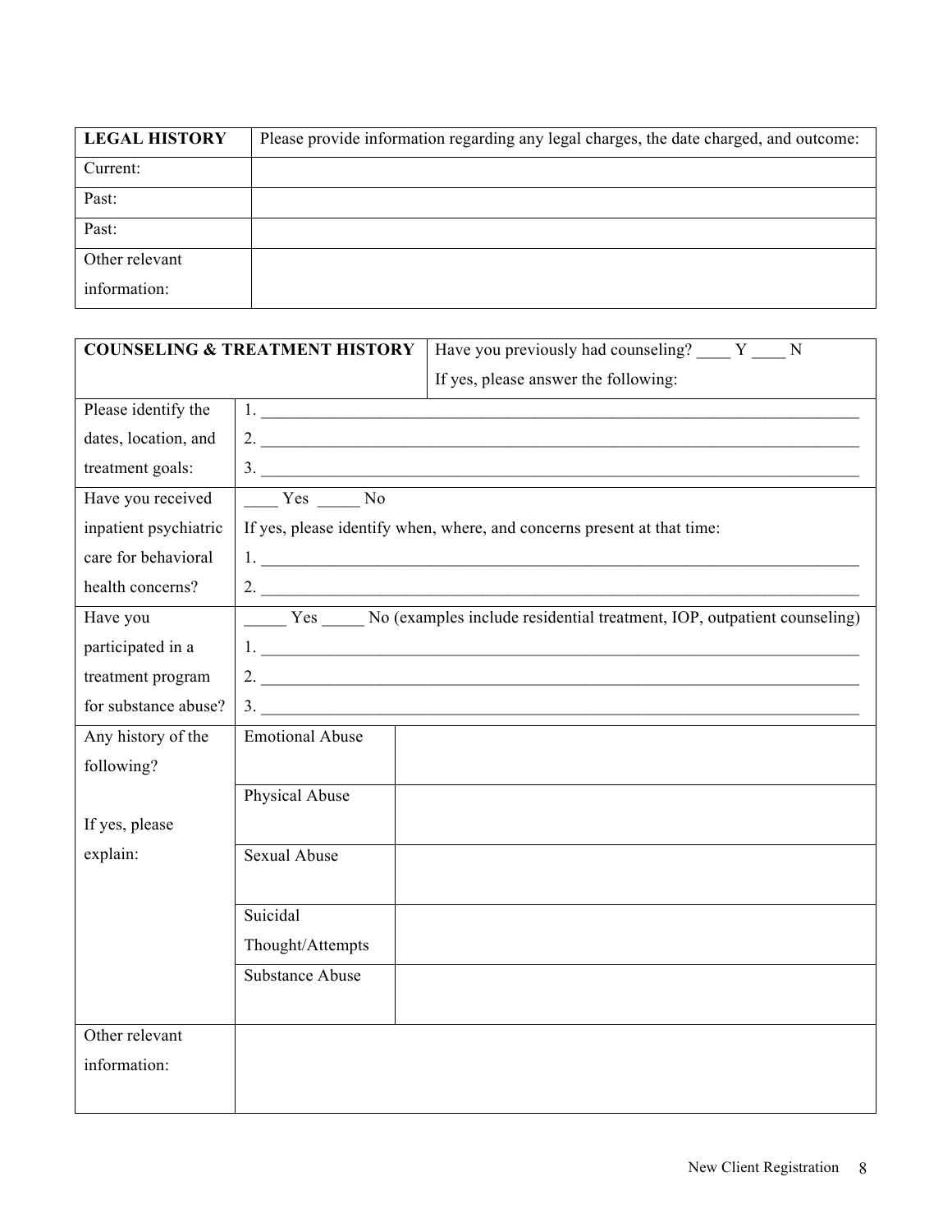| LEGAL HISTORY | Please provide information regarding any legal charges, the date charged, and outcome: |
|---|---|
| Current: | |
| Past: | |
| Past: | |
| Other relevant information: | |

| COUNSELING & TREATMENT HISTORY | | Have you previously had counseling? ____ Y ____ N<br>If yes, please answer the following: |
|---|---|---|
| Please identify the dates, location, and treatment goals: | 1. ______________________________<br>2. ______________________________<br>3. ______________________________ | |
| Have you received inpatient psychiatric care for behavioral health concerns? | ____ Yes _____ No<br>If yes, please identify when, where, and concerns present at that time:<br>1. ______________________________<br>2. ______________________________ | |
| Have you participated in a treatment program for substance abuse? | _____ Yes _____ No (examples include residential treatment, IOP, outpatient counseling)<br>1. ______________________________<br>2. ______________________________<br>3. ______________________________ | |
| Any history of the following?<br><br>If yes, please explain: | Emotional Abuse | |
| | Physical Abuse | |
| | Sexual Abuse | |
| | Suicidal Thought/Attempts | |
| | Substance Abuse | |
| Other relevant information: | | |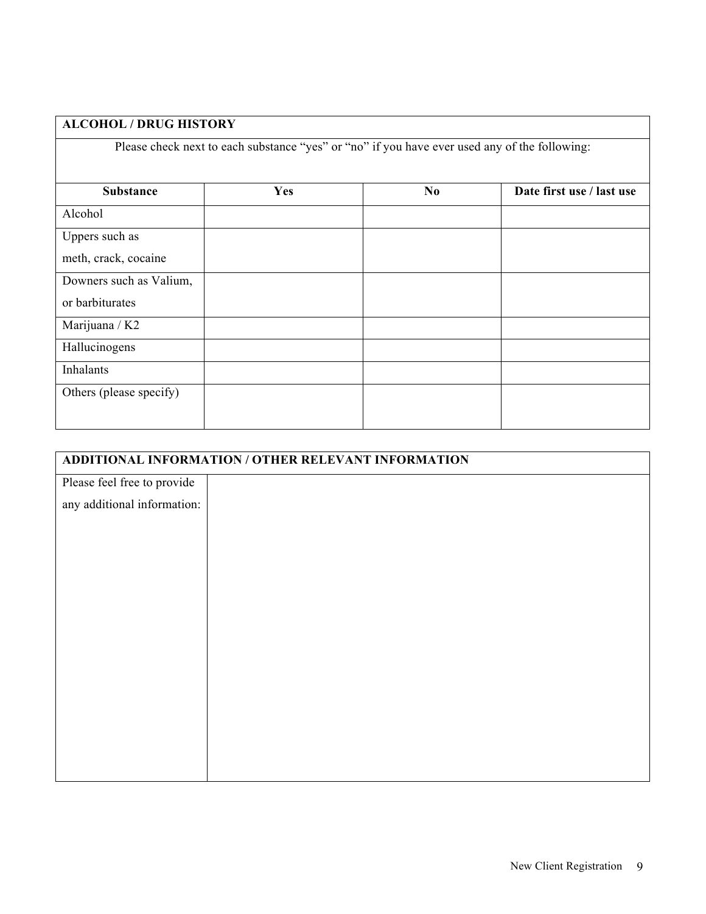## ALCOHOL / DRUG HISTORY

Please check next to each substance "yes" or "no" if you have ever used any of the following:

| Substance | Yes | No | Date first use / last use |
|---|---|---|---|
| Alcohol | | | |
| Uppers such as meth, crack, cocaine | | | |
| Downers such as Valium, or barbiturates | | | |
| Marijuana / K2 | | | |
| Hallucinogens | | | |
| Inhalants | | | |
| Others (please specify) | | | |

## ADDITIONAL INFORMATION / OTHER RELEVANT INFORMATION

| | |
|---|---|
| Please feel free to provide any additional information: | |